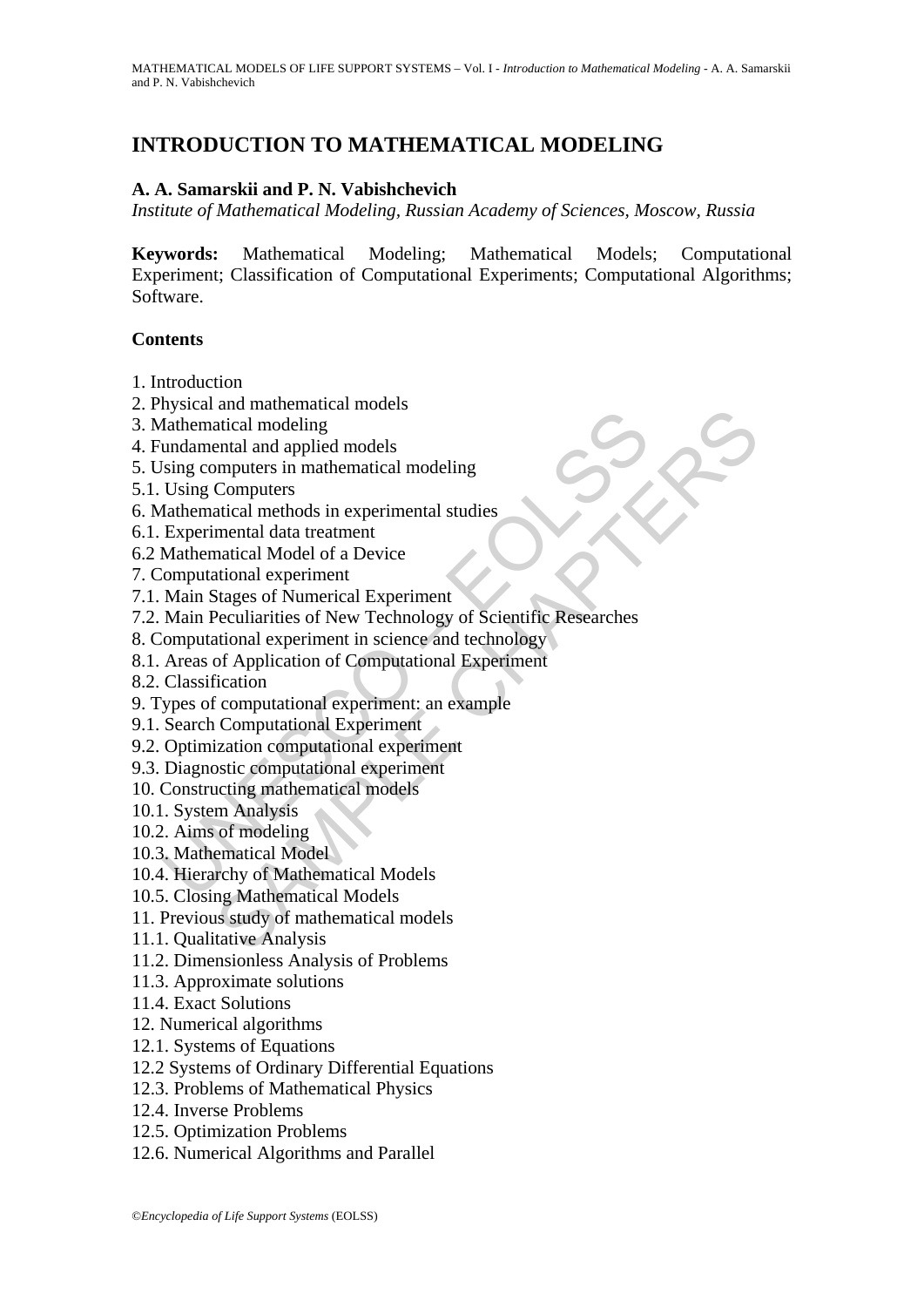# INTRODUCTION TO MATHEMATICAL MODELING

**A. A. Samarskii and P. N. Vabishchevich**

*Institute of Mathematical Modeling, Russian Academy of Sciences, Moscow, Russia*

**Keywords:** Mathematical Modeling; Mathematical Models; Computational Experiment; Classification of Computational Experiments; Computational Algorithms; Software.

**Contents**

1. Introduction
2. Physical and mathematical models
3. Mathematical modeling
4. Fundamental and applied models
5. Using computers in mathematical modeling
5.1. Using Computers
6. Mathematical methods in experimental studies
6.1. Experimental data treatment
6.2 Mathematical Model of a Device
7. Computational experiment
7.1. Main Stages of Numerical Experiment
7.2. Main Peculiarities of New Technology of Scientific Researches
8. Computational experiment in science and technology
8.1. Areas of Application of Computational Experiment
8.2. Classification
9. Types of computational experiment: an example
9.1. Search Computational Experiment
9.2. Optimization computational experiment
9.3. Diagnostic computational experiment
10. Constructing mathematical models
10.1. System Analysis
10.2. Aims of modeling
10.3. Mathematical Model
10.4. Hierarchy of Mathematical Models
10.5. Closing Mathematical Models
11. Previous study of mathematical models
11.1. Qualitative Analysis
11.2. Dimensionless Analysis of Problems
11.3. Approximate solutions
11.4. Exact Solutions
12. Numerical algorithms
12.1. Systems of Equations
12.2 Systems of Ordinary Differential Equations
12.3. Problems of Mathematical Physics
12.4. Inverse Problems
12.5. Optimization Problems
12.6. Numerical Algorithms and Parallel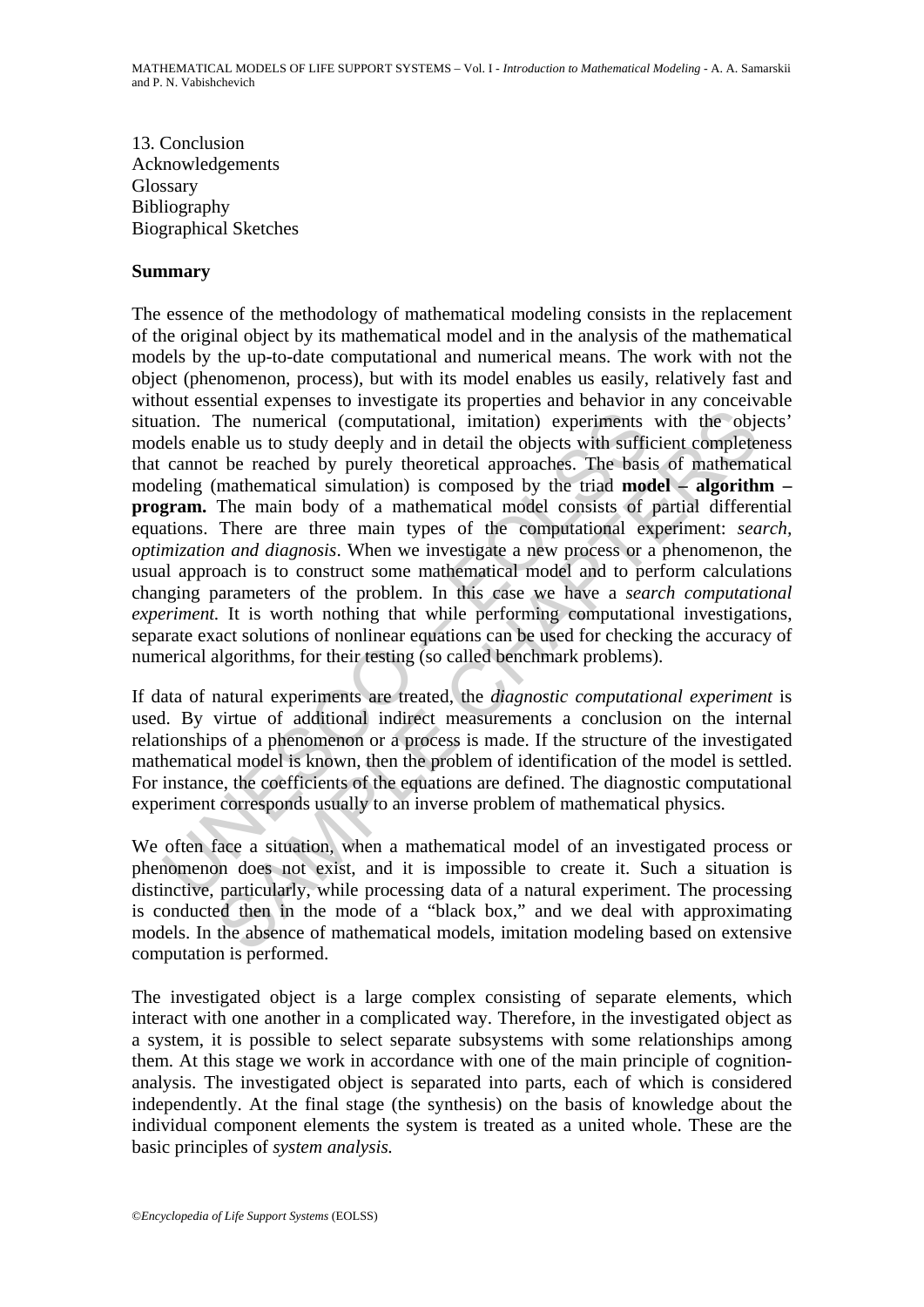13. Conclusion
Acknowledgements
Glossary
Bibliography
Biographical Sketches

## Summary

The essence of the methodology of mathematical modeling consists in the replacement of the original object by its mathematical model and in the analysis of the mathematical models by the up-to-date computational and numerical means. The work with not the object (phenomenon, process), but with its model enables us easily, relatively fast and without essential expenses to investigate its properties and behavior in any conceivable situation. The numerical (computational, imitation) experiments with the objects' models enable us to study deeply and in detail the objects with sufficient completeness that cannot be reached by purely theoretical approaches. The basis of mathematical modeling (mathematical simulation) is composed by the triad **model – algorithm – program.** The main body of a mathematical model consists of partial differential equations. There are three main types of the computational experiment: *search, optimization and diagnosis*. When we investigate a new process or a phenomenon, the usual approach is to construct some mathematical model and to perform calculations changing parameters of the problem. In this case we have a *search computational experiment.* It is worth nothing that while performing computational investigations, separate exact solutions of nonlinear equations can be used for checking the accuracy of numerical algorithms, for their testing (so called benchmark problems).

If data of natural experiments are treated, the *diagnostic computational experiment* is used. By virtue of additional indirect measurements a conclusion on the internal relationships of a phenomenon or a process is made. If the structure of the investigated mathematical model is known, then the problem of identification of the model is settled. For instance, the coefficients of the equations are defined. The diagnostic computational experiment corresponds usually to an inverse problem of mathematical physics.

We often face a situation, when a mathematical model of an investigated process or phenomenon does not exist, and it is impossible to create it. Such a situation is distinctive, particularly, while processing data of a natural experiment. The processing is conducted then in the mode of a "black box," and we deal with approximating models. In the absence of mathematical models, imitation modeling based on extensive computation is performed.

The investigated object is a large complex consisting of separate elements, which interact with one another in a complicated way. Therefore, in the investigated object as a system, it is possible to select separate subsystems with some relationships among them. At this stage we work in accordance with one of the main principle of cognition-analysis. The investigated object is separated into parts, each of which is considered independently. At the final stage (the synthesis) on the basis of knowledge about the individual component elements the system is treated as a united whole. These are the basic principles of *system analysis.*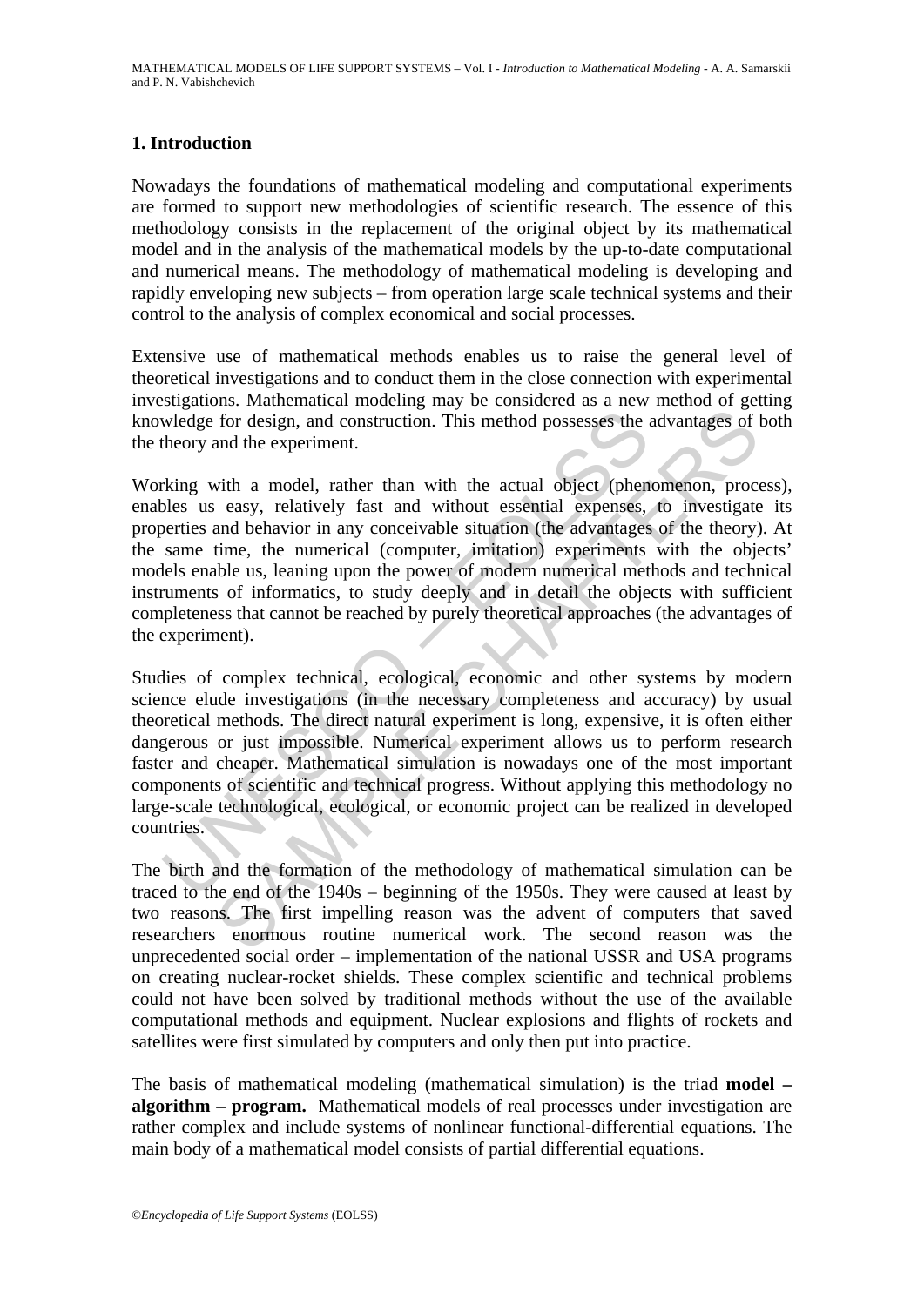## 1. Introduction

Nowadays the foundations of mathematical modeling and computational experiments are formed to support new methodologies of scientific research. The essence of this methodology consists in the replacement of the original object by its mathematical model and in the analysis of the mathematical models by the up-to-date computational and numerical means. The methodology of mathematical modeling is developing and rapidly enveloping new subjects – from operation large scale technical systems and their control to the analysis of complex economical and social processes.

Extensive use of mathematical methods enables us to raise the general level of theoretical investigations and to conduct them in the close connection with experimental investigations. Mathematical modeling may be considered as a new method of getting knowledge for design, and construction. This method possesses the advantages of both the theory and the experiment.

Working with a model, rather than with the actual object (phenomenon, process), enables us easy, relatively fast and without essential expenses, to investigate its properties and behavior in any conceivable situation (the advantages of the theory). At the same time, the numerical (computer, imitation) experiments with the objects' models enable us, leaning upon the power of modern numerical methods and technical instruments of informatics, to study deeply and in detail the objects with sufficient completeness that cannot be reached by purely theoretical approaches (the advantages of the experiment).

Studies of complex technical, ecological, economic and other systems by modern science elude investigations (in the necessary completeness and accuracy) by usual theoretical methods. The direct natural experiment is long, expensive, it is often either dangerous or just impossible. Numerical experiment allows us to perform research faster and cheaper. Mathematical simulation is nowadays one of the most important components of scientific and technical progress. Without applying this methodology no large-scale technological, ecological, or economic project can be realized in developed countries.

The birth and the formation of the methodology of mathematical simulation can be traced to the end of the 1940s – beginning of the 1950s. They were caused at least by two reasons. The first impelling reason was the advent of computers that saved researchers enormous routine numerical work. The second reason was the unprecedented social order – implementation of the national USSR and USA programs on creating nuclear-rocket shields. These complex scientific and technical problems could not have been solved by traditional methods without the use of the available computational methods and equipment. Nuclear explosions and flights of rockets and satellites were first simulated by computers and only then put into practice.

The basis of mathematical modeling (mathematical simulation) is the triad **model – algorithm – program.** Mathematical models of real processes under investigation are rather complex and include systems of nonlinear functional-differential equations. The main body of a mathematical model consists of partial differential equations.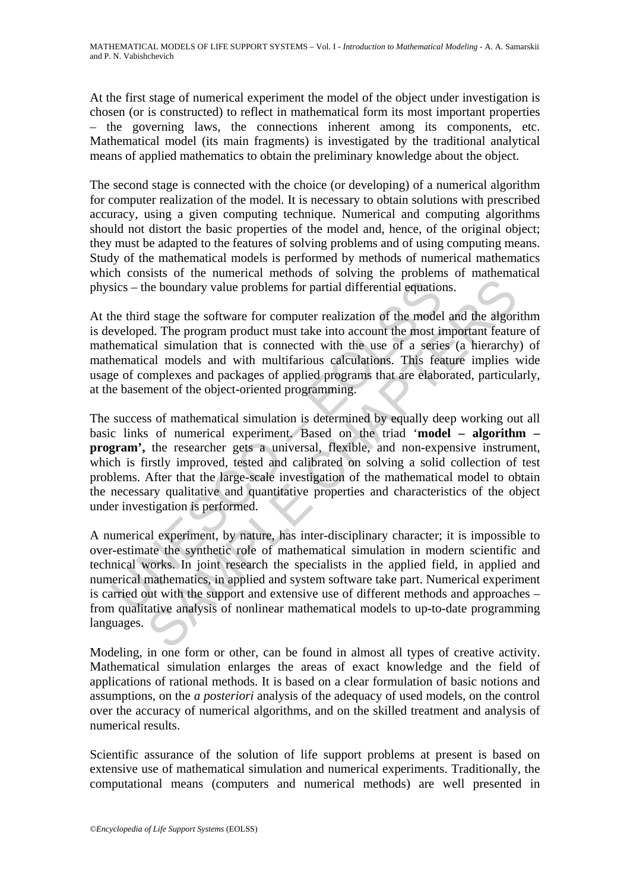At the first stage of numerical experiment the model of the object under investigation is chosen (or is constructed) to reflect in mathematical form its most important properties – the governing laws, the connections inherent among its components, etc. Mathematical model (its main fragments) is investigated by the traditional analytical means of applied mathematics to obtain the preliminary knowledge about the object.

The second stage is connected with the choice (or developing) of a numerical algorithm for computer realization of the model. It is necessary to obtain solutions with prescribed accuracy, using a given computing technique. Numerical and computing algorithms should not distort the basic properties of the model and, hence, of the original object; they must be adapted to the features of solving problems and of using computing means. Study of the mathematical models is performed by methods of numerical mathematics which consists of the numerical methods of solving the problems of mathematical physics – the boundary value problems for partial differential equations.

At the third stage the software for computer realization of the model and the algorithm is developed. The program product must take into account the most important feature of mathematical simulation that is connected with the use of a series (a hierarchy) of mathematical models and with multifarious calculations. This feature implies wide usage of complexes and packages of applied programs that are elaborated, particularly, at the basement of the object-oriented programming.

The success of mathematical simulation is determined by equally deep working out all basic links of numerical experiment. Based on the triad '**model – algorithm – program',** the researcher gets a universal, flexible, and non-expensive instrument, which is firstly improved, tested and calibrated on solving a solid collection of test problems. After that the large-scale investigation of the mathematical model to obtain the necessary qualitative and quantitative properties and characteristics of the object under investigation is performed.

A numerical experiment, by nature, has inter-disciplinary character; it is impossible to over-estimate the synthetic role of mathematical simulation in modern scientific and technical works. In joint research the specialists in the applied field, in applied and numerical mathematics, in applied and system software take part. Numerical experiment is carried out with the support and extensive use of different methods and approaches – from qualitative analysis of nonlinear mathematical models to up-to-date programming languages.

Modeling, in one form or other, can be found in almost all types of creative activity. Mathematical simulation enlarges the areas of exact knowledge and the field of applications of rational methods. It is based on a clear formulation of basic notions and assumptions, on the *a posteriori* analysis of the adequacy of used models, on the control over the accuracy of numerical algorithms, and on the skilled treatment and analysis of numerical results.

Scientific assurance of the solution of life support problems at present is based on extensive use of mathematical simulation and numerical experiments. Traditionally, the computational means (computers and numerical methods) are well presented in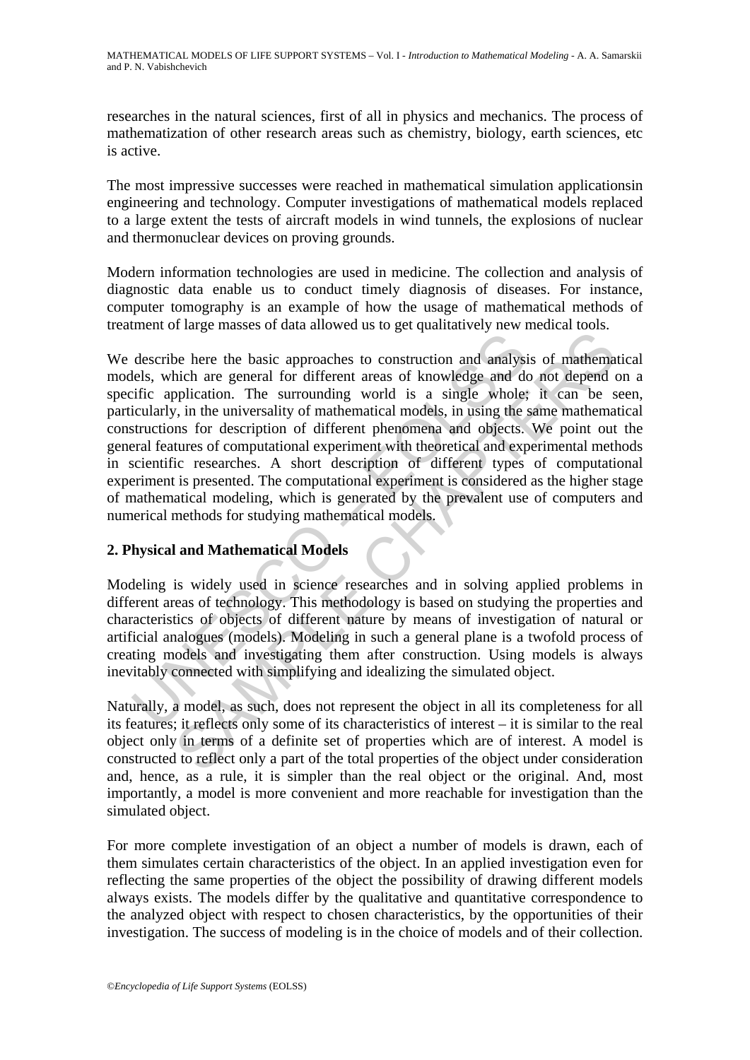researches in the natural sciences, first of all in physics and mechanics. The process of mathematization of other research areas such as chemistry, biology, earth sciences, etc is active.

The most impressive successes were reached in mathematical simulation applicationsin engineering and technology. Computer investigations of mathematical models replaced to a large extent the tests of aircraft models in wind tunnels, the explosions of nuclear and thermonuclear devices on proving grounds.

Modern information technologies are used in medicine. The collection and analysis of diagnostic data enable us to conduct timely diagnosis of diseases. For instance, computer tomography is an example of how the usage of mathematical methods of treatment of large masses of data allowed us to get qualitatively new medical tools.

We describe here the basic approaches to construction and analysis of mathematical models, which are general for different areas of knowledge and do not depend on a specific application. The surrounding world is a single whole; it can be seen, particularly, in the universality of mathematical models, in using the same mathematical constructions for description of different phenomena and objects. We point out the general features of computational experiment with theoretical and experimental methods in scientific researches. A short description of different types of computational experiment is presented. The computational experiment is considered as the higher stage of mathematical modeling, which is generated by the prevalent use of computers and numerical methods for studying mathematical models.

## 2. Physical and Mathematical Models

Modeling is widely used in science researches and in solving applied problems in different areas of technology. This methodology is based on studying the properties and characteristics of objects of different nature by means of investigation of natural or artificial analogues (models). Modeling in such a general plane is a twofold process of creating models and investigating them after construction. Using models is always inevitably connected with simplifying and idealizing the simulated object.

Naturally, a model, as such, does not represent the object in all its completeness for all its features; it reflects only some of its characteristics of interest – it is similar to the real object only in terms of a definite set of properties which are of interest. A model is constructed to reflect only a part of the total properties of the object under consideration and, hence, as a rule, it is simpler than the real object or the original. And, most importantly, a model is more convenient and more reachable for investigation than the simulated object.

For more complete investigation of an object a number of models is drawn, each of them simulates certain characteristics of the object. In an applied investigation even for reflecting the same properties of the object the possibility of drawing different models always exists. The models differ by the qualitative and quantitative correspondence to the analyzed object with respect to chosen characteristics, by the opportunities of their investigation. The success of modeling is in the choice of models and of their collection.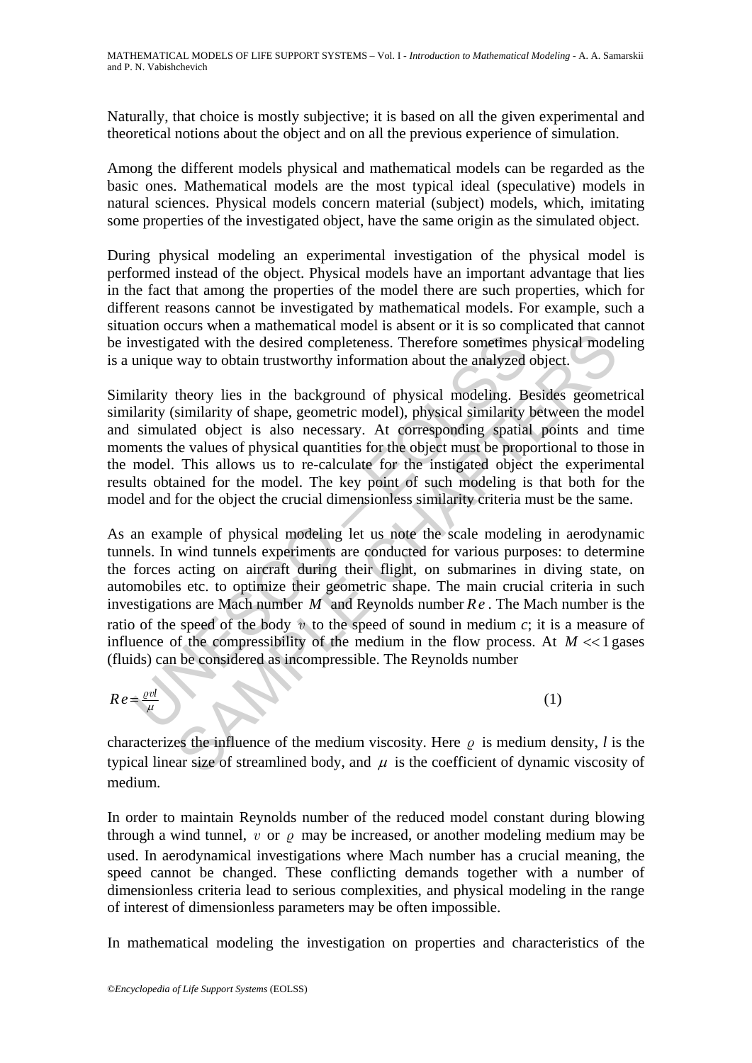Naturally, that choice is mostly subjective; it is based on all the given experimental and theoretical notions about the object and on all the previous experience of simulation.

Among the different models physical and mathematical models can be regarded as the basic ones. Mathematical models are the most typical ideal (speculative) models in natural sciences. Physical models concern material (subject) models, which, imitating some properties of the investigated object, have the same origin as the simulated object.

During physical modeling an experimental investigation of the physical model is performed instead of the object. Physical models have an important advantage that lies in the fact that among the properties of the model there are such properties, which for different reasons cannot be investigated by mathematical models. For example, such a situation occurs when a mathematical model is absent or it is so complicated that cannot be investigated with the desired completeness. Therefore sometimes physical modeling is a unique way to obtain trustworthy information about the analyzed object.

Similarity theory lies in the background of physical modeling. Besides geometrical similarity (similarity of shape, geometric model), physical similarity between the model and simulated object is also necessary. At corresponding spatial points and time moments the values of physical quantities for the object must be proportional to those in the model. This allows us to re-calculate for the instigated object the experimental results obtained for the model. The key point of such modeling is that both for the model and for the object the crucial dimensionless similarity criteria must be the same.

As an example of physical modeling let us note the scale modeling in aerodynamic tunnels. In wind tunnels experiments are conducted for various purposes: to determine the forces acting on aircraft during their flight, on submarines in diving state, on automobiles etc. to optimize their geometric shape. The main crucial criteria in such investigations are Mach number $M$ and Reynolds number $Re$. The Mach number is the ratio of the speed of the body $v$ to the speed of sound in medium *c*; it is a measure of influence of the compressibility of the medium in the flow process. At $M << 1$ gases (fluids) can be considered as incompressible. The Reynolds number

$$Re = \frac{\varrho v l}{\mu} \tag{1}$$

characterizes the influence of the medium viscosity. Here $\varrho$ is medium density, $l$ is the typical linear size of streamlined body, and $\mu$ is the coefficient of dynamic viscosity of medium.

In order to maintain Reynolds number of the reduced model constant during blowing through a wind tunnel, $v$ or $\varrho$ may be increased, or another modeling medium may be used. In aerodynamical investigations where Mach number has a crucial meaning, the speed cannot be changed. These conflicting demands together with a number of dimensionless criteria lead to serious complexities, and physical modeling in the range of interest of dimensionless parameters may be often impossible.

In mathematical modeling the investigation on properties and characteristics of the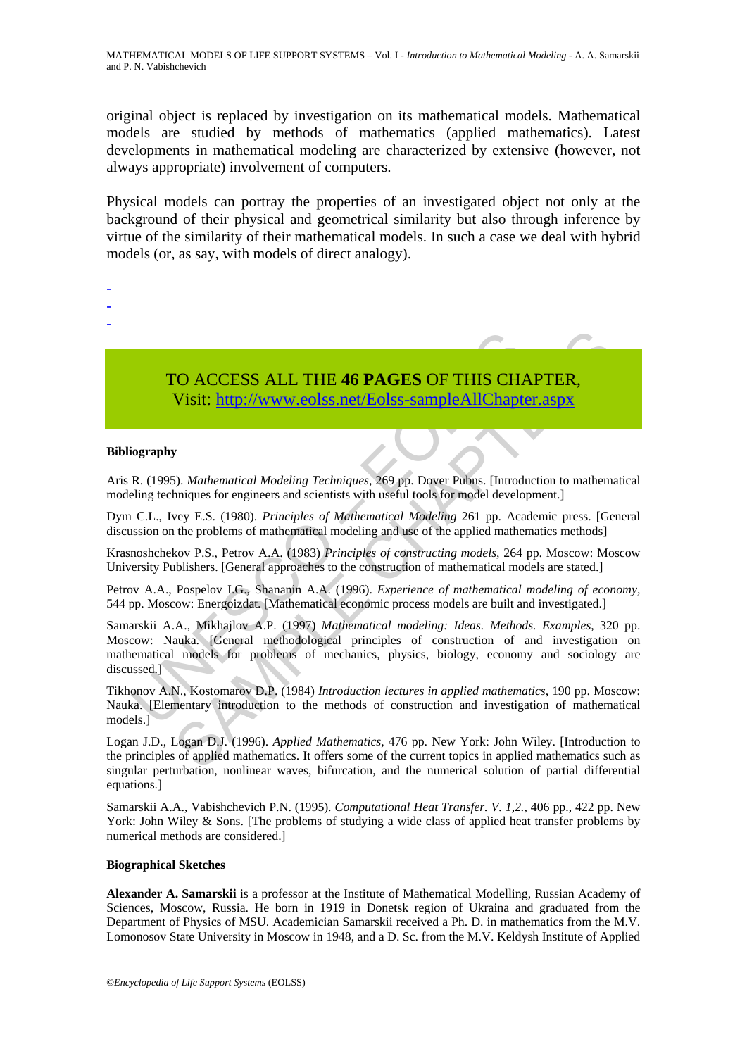original object is replaced by investigation on its mathematical models. Mathematical models are studied by methods of mathematics (applied mathematics). Latest developments in mathematical modeling are characterized by extensive (however, not always appropriate) involvement of computers.

Physical models can portray the properties of an investigated object not only at the background of their physical and geometrical similarity but also through inference by virtue of the similarity of their mathematical models. In such a case we deal with hybrid models (or, as say, with models of direct analogy).

-
-
-

TO ACCESS ALL THE **46 PAGES** OF THIS CHAPTER,
Visit: http://www.eolss.net/Eolss-sampleAllChapter.aspx

**Bibliography**

Aris R. (1995). *Mathematical Modeling Techniques*, 269 pp. Dover Pubns. [Introduction to mathematical modeling techniques for engineers and scientists with useful tools for model development.]

Dym C.L., Ivey E.S. (1980). *Principles of Mathematical Modeling* 261 pp. Academic press. [General discussion on the problems of mathematical modeling and use of the applied mathematics methods]

Krasnoshchekov P.S., Petrov A.A. (1983) *Principles of constructing models,* 264 pp. Moscow: Moscow University Publishers. [General approaches to the construction of mathematical models are stated.]

Petrov A.A., Pospelov I.G., Shananin A.A. (1996). *Experience of mathematical modeling of economy,* 544 pp. Moscow: Energoizdat. [Mathematical economic process models are built and investigated.]

Samarskii A.A., Mikhajlov A.P. (1997) *Mathematical modeling: Ideas. Methods. Examples,* 320 pp. Moscow: Nauka. [General methodological principles of construction of and investigation on mathematical models for problems of mechanics, physics, biology, economy and sociology are discussed.]

Tikhonov A.N., Kostomarov D.P. (1984) *Introduction lectures in applied mathematics,* 190 pp. Moscow: Nauka. [Elementary introduction to the methods of construction and investigation of mathematical models.]

Logan J.D., Logan D.J. (1996). *Applied Mathematics,* 476 pp. New York: John Wiley. [Introduction to the principles of applied mathematics. It offers some of the current topics in applied mathematics such as singular perturbation, nonlinear waves, bifurcation, and the numerical solution of partial differential equations.]

Samarskii A.A., Vabishchevich P.N. (1995). *Computational Heat Transfer. V. 1,2.,* 406 pp., 422 pp. New York: John Wiley & Sons. [The problems of studying a wide class of applied heat transfer problems by numerical methods are considered.]

**Biographical Sketches**

**Alexander A. Samarskii** is a professor at the Institute of Mathematical Modelling, Russian Academy of Sciences, Moscow, Russia. He born in 1919 in Donetsk region of Ukraina and graduated from the Department of Physics of MSU. Academician Samarskii received a Ph. D. in mathematics from the M.V. Lomonosov State University in Moscow in 1948, and a D. Sc. from the M.V. Keldysh Institute of Applied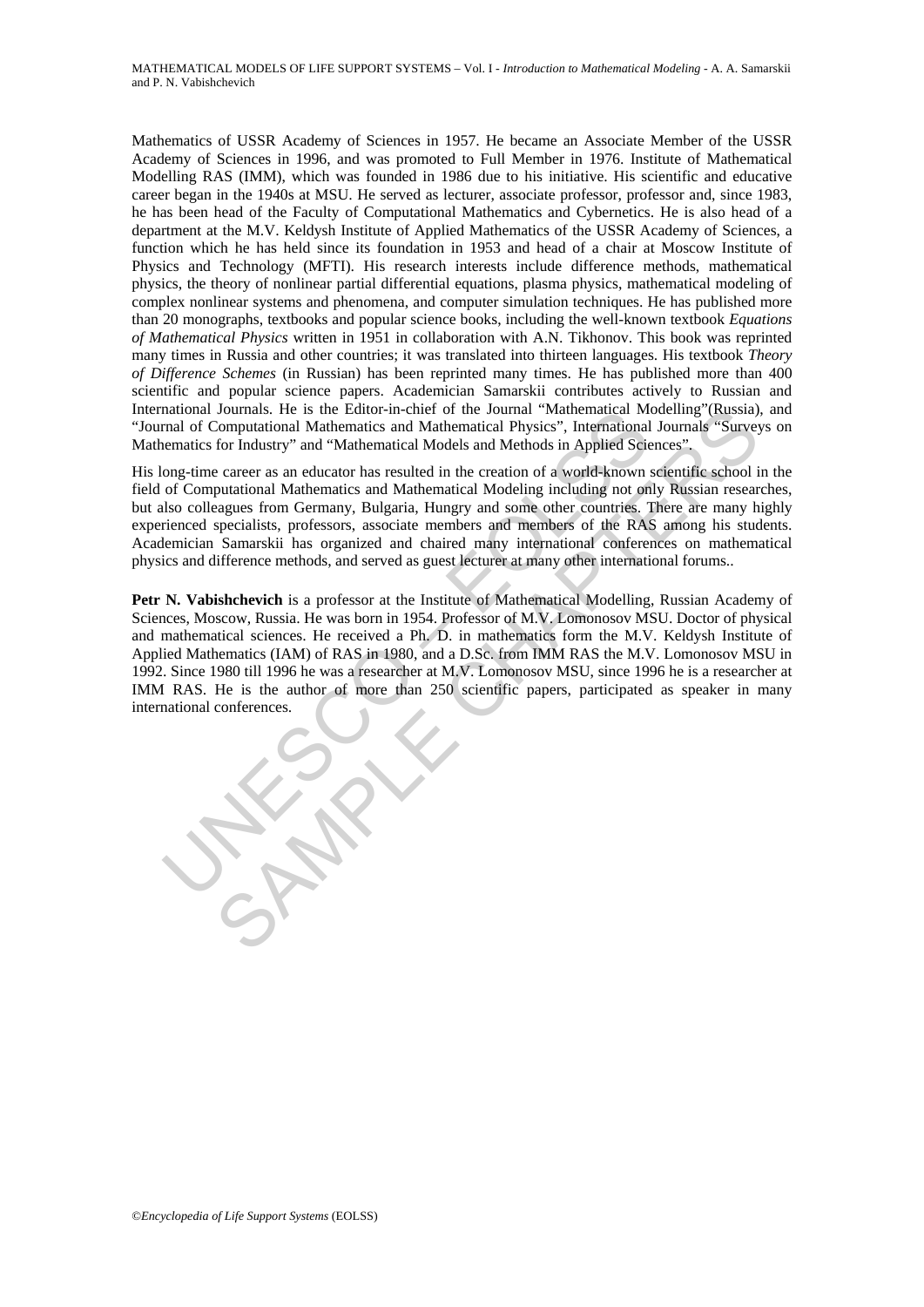Mathematics of USSR Academy of Sciences in 1957. He became an Associate Member of the USSR Academy of Sciences in 1996, and was promoted to Full Member in 1976. Institute of Mathematical Modelling RAS (IMM), which was founded in 1986 due to his initiative. His scientific and educative career began in the 1940s at MSU. He served as lecturer, associate professor, professor and, since 1983, he has been head of the Faculty of Computational Mathematics and Cybernetics. He is also head of a department at the M.V. Keldysh Institute of Applied Mathematics of the USSR Academy of Sciences, a function which he has held since its foundation in 1953 and head of a chair at Moscow Institute of Physics and Technology (MFTI). His research interests include difference methods, mathematical physics, the theory of nonlinear partial differential equations, plasma physics, mathematical modeling of complex nonlinear systems and phenomena, and computer simulation techniques. He has published more than 20 monographs, textbooks and popular science books, including the well-known textbook *Equations of Mathematical Physics* written in 1951 in collaboration with A.N. Tikhonov. This book was reprinted many times in Russia and other countries; it was translated into thirteen languages. His textbook *Theory of Difference Schemes* (in Russian) has been reprinted many times. He has published more than 400 scientific and popular science papers. Academician Samarskii contributes actively to Russian and International Journals. He is the Editor-in-chief of the Journal "Mathematical Modelling"(Russia), and "Journal of Computational Mathematics and Mathematical Physics", International Journals "Surveys on Mathematics for Industry" and "Mathematical Models and Methods in Applied Sciences".

His long-time career as an educator has resulted in the creation of a world-known scientific school in the field of Computational Mathematics and Mathematical Modeling including not only Russian researches, but also colleagues from Germany, Bulgaria, Hungry and some other countries. There are many highly experienced specialists, professors, associate members and members of the RAS among his students. Academician Samarskii has organized and chaired many international conferences on mathematical physics and difference methods, and served as guest lecturer at many other international forums..

**Petr N. Vabishchevich** is a professor at the Institute of Mathematical Modelling, Russian Academy of Sciences, Moscow, Russia. He was born in 1954. Professor of M.V. Lomonosov MSU. Doctor of physical and mathematical sciences. He received a Ph. D. in mathematics form the M.V. Keldysh Institute of Applied Mathematics (IAM) of RAS in 1980, and a D.Sc. from IMM RAS the M.V. Lomonosov MSU in 1992. Since 1980 till 1996 he was a researcher at M.V. Lomonosov MSU, since 1996 he is a researcher at IMM RAS. He is the author of more than 250 scientific papers, participated as speaker in many international conferences.